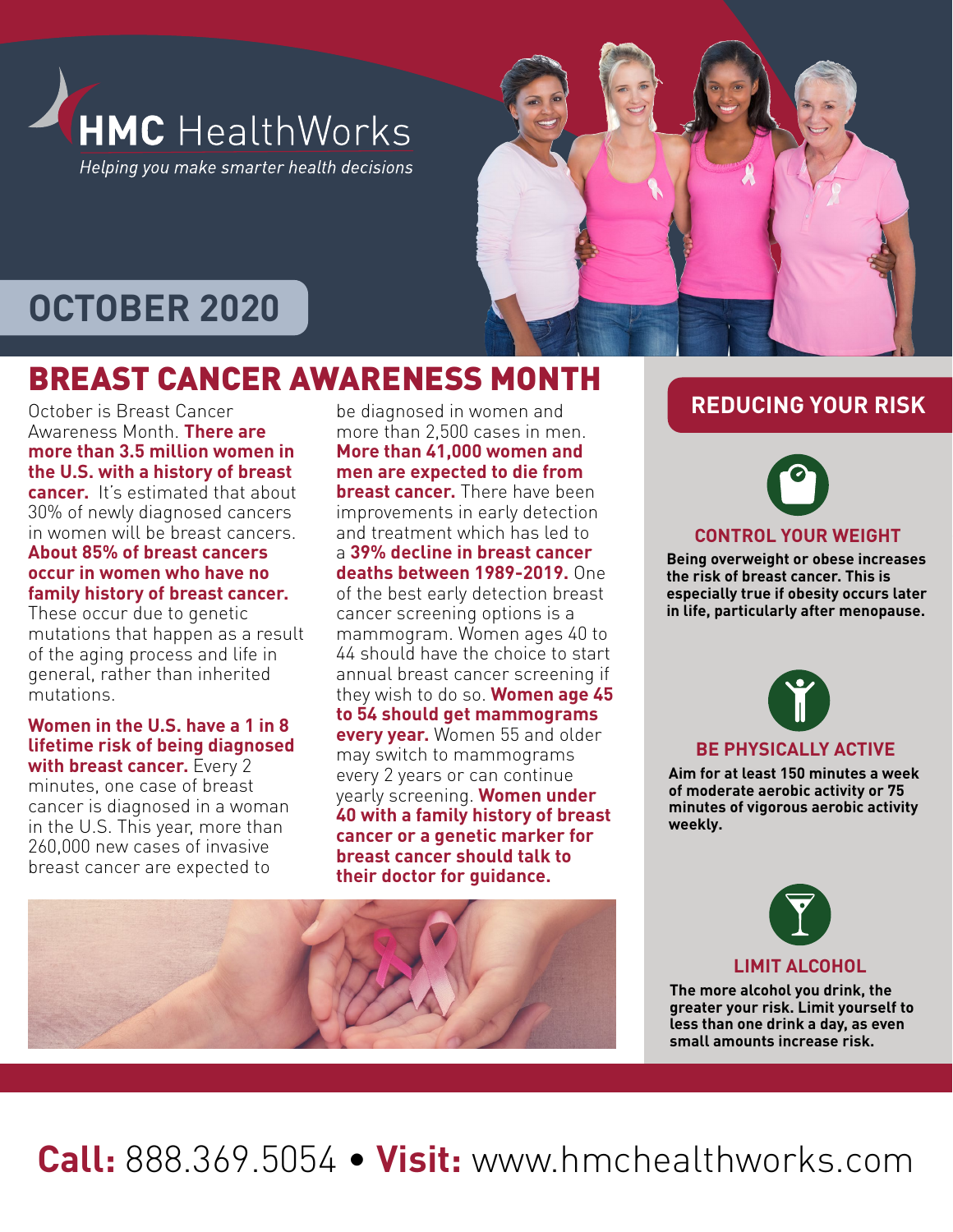# HMC HealthWorks

*Helping you make smarter health decisions*

## OCTOBER 2020

## BREAST CANCER AWARENESS MONTH

October is Breast Cancer Awareness Month. **There are more than 3.5 million women in the U.S. with a history of breast cancer.** It's estimated that about 30% of newly diagnosed cancers in women will be breast cancers. **About 85% of breast cancers occur in women who have no family history of breast cancer.** These occur due to genetic mutations that happen as a result of the aging process and life in general, rather than inherited mutations.

**Women in the U.S. have a 1 in 8 lifetime risk of being diagnosed with breast cancer.** Every 2 minutes, one case of breast cancer is diagnosed in a woman in the U.S. This year, more than 260,000 new cases of invasive breast cancer are expected to be diagnosed in women and more than 2,500 cases in men. **More than 41,000 women and men are expected to die from breast cancer.** There have been improvements in early detection and treatment which has led to a **39% decline in breast cancer deaths between 1989-2019.** One of the best early detection breast cancer screening options is a mammogram. Women ages 40 to 44 should have the choice to start annual breast cancer screening if they wish to do so. **Women age 45 to 54 should get mammograms every year.** Women 55 and older may switch to mammograms every 2 years or can continue yearly screening. **Women under 40 with a family history of breast cancer or a genetic marker for breast cancer should talk to their doctor for guidance.**

## REDUCING YOUR RISK

### CONTROL YOUR WEIGHT

**Being overweight or obese increases the risk of breast cancer. This is especially true if obesity occurs later in life, particularly after menopause.**

### BE PHYSICALLY ACTIVE

**Aim for at least 150 minutes a week of moderate aerobic activity or 75 minutes of vigorous aerobic activity weekly.**

### LIMIT ALCOHOL

**The more alcohol you drink, the greater your risk. Limit yourself to less than one drink a day, as even small amounts increase risk.**

**Call:** 888.369.5054 • **Visit:** www.hmchealthworks.com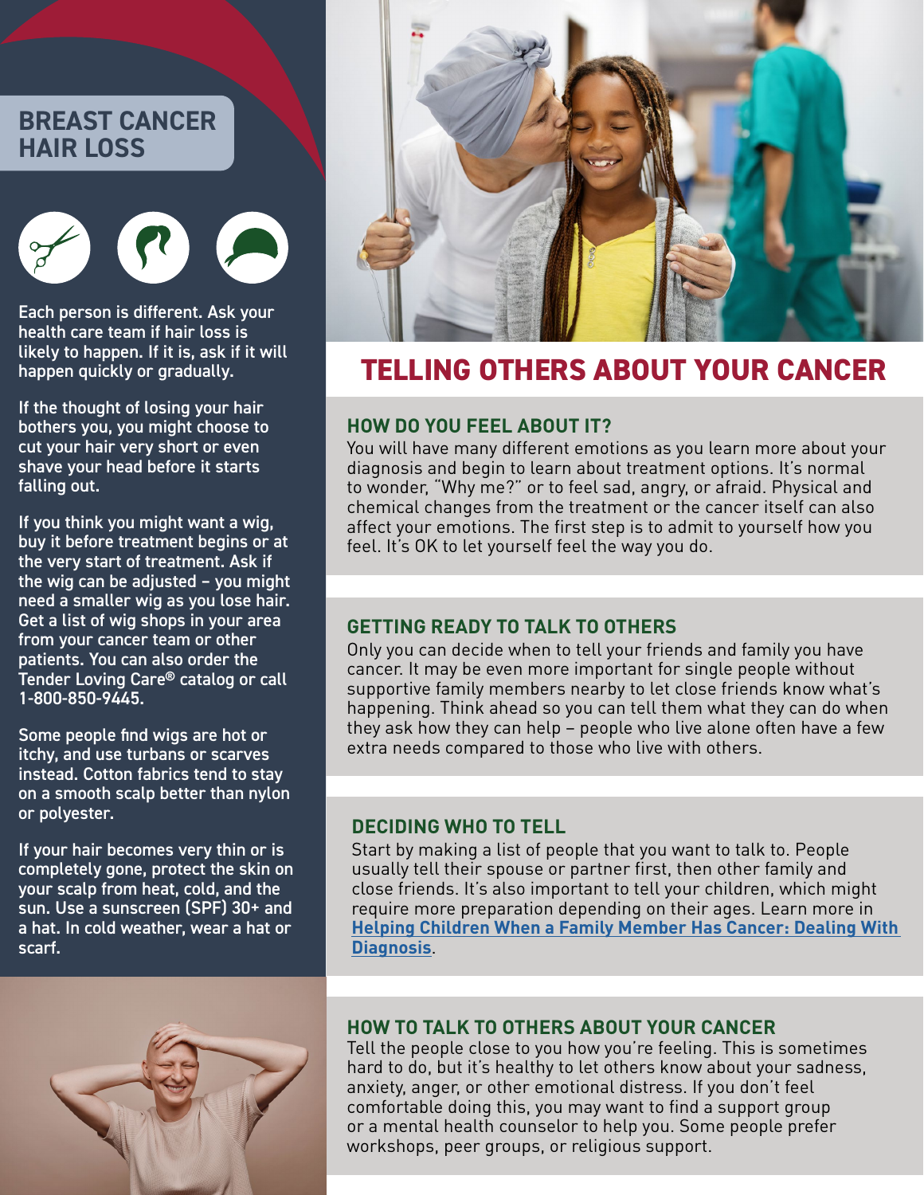## BREAST CANCER HAIR LOSS

Each person is different. Ask your health care team if hair loss is likely to happen. If it is, ask if it will happen quickly or gradually.

If the thought of losing your hair bothers you, you might choose to cut your hair very short or even shave your head before it starts falling out.

If you think you might want a wig, buy it before treatment begins or at the very start of treatment. Ask if the wig can be adjusted – you might need a smaller wig as you lose hair. Get a list of wig shops in your area from your cancer team or other patients. You can also order the Tender Loving Care® catalog or call 1-800-850-9445.

Some people find wigs are hot or itchy, and use turbans or scarves instead. Cotton fabrics tend to stay on a smooth scalp better than nylon or polyester.

If your hair becomes very thin or is completely gone, protect the skin on your scalp from heat, cold, and the sun. Use a sunscreen (SPF) 30+ and a hat. In cold weather, wear a hat or scarf.

# TELLING OTHERS ABOUT YOUR CANCER

### HOW DO YOU FEEL ABOUT IT?

You will have many different emotions as you learn more about your diagnosis and begin to learn about treatment options. It's normal to wonder, "Why me?" or to feel sad, angry, or afraid. Physical and chemical changes from the treatment or the cancer itself can also affect your emotions. The first step is to admit to yourself how you feel. It's OK to let yourself feel the way you do.

### GETTING READY TO TALK TO OTHERS

Only you can decide when to tell your friends and family you have cancer. It may be even more important for single people without supportive family members nearby to let close friends know what's happening. Think ahead so you can tell them what they can do when they ask how they can help – people who live alone often have a few extra needs compared to those who live with others.

### DECIDING WHO TO TELL

Start by making a list of people that you want to talk to. People usually tell their spouse or partner first, then other family and close friends. It's also important to tell your children, which might require more preparation depending on their ages. Learn more in **Helping Children When a Family Member Has Cancer: Dealing With Diagnosis**.

### HOW TO TALK TO OTHERS ABOUT YOUR CANCER

Tell the people close to you how you're feeling. This is sometimes hard to do, but it's healthy to let others know about your sadness, anxiety, anger, or other emotional distress. If you don't feel comfortable doing this, you may want to find a support group or a mental health counselor to help you. Some people prefer workshops, peer groups, or religious support.